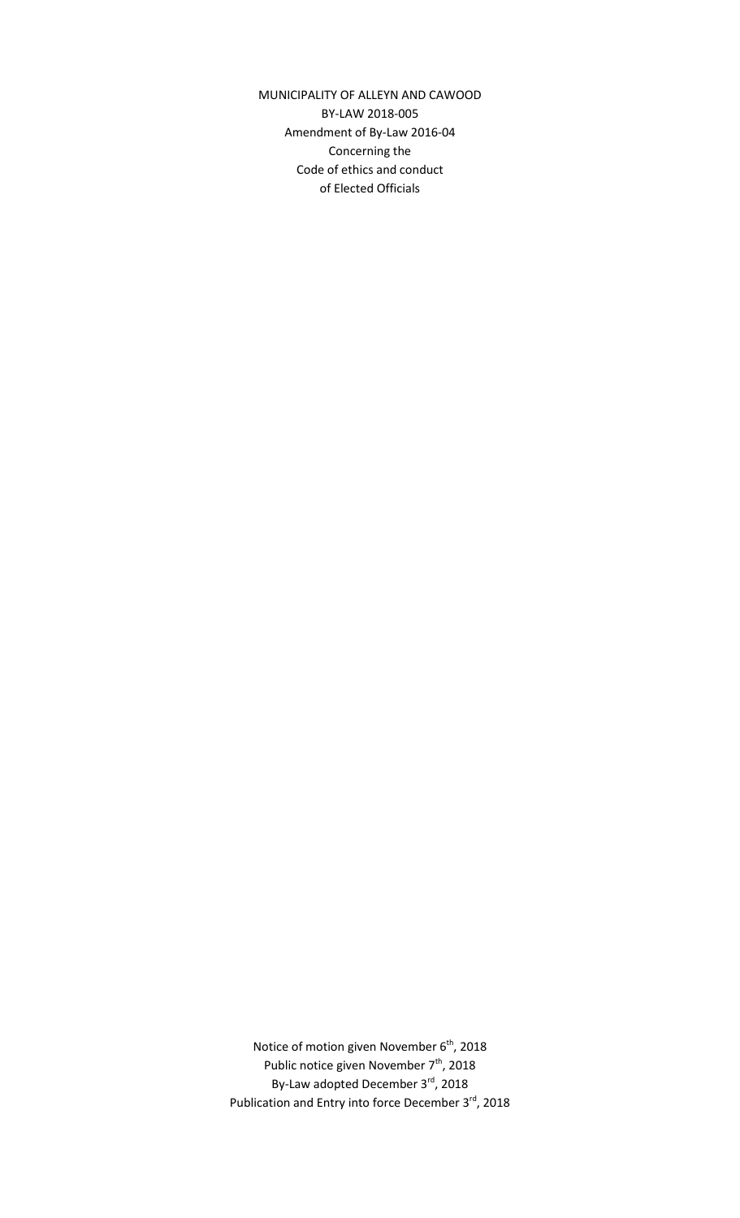MUNICIPALITY OF ALLEYN AND CAWOOD

BY-LAW 2018-005

Amendment of By-Law 2016-04

Concerning the

Code of ethics and conduct

of Elected Officials

Notice of motion given November 6th, 2018

Public notice given November 7th, 2018

By-Law adopted December 3rd, 2018

Publication and Entry into force December 3rd, 2018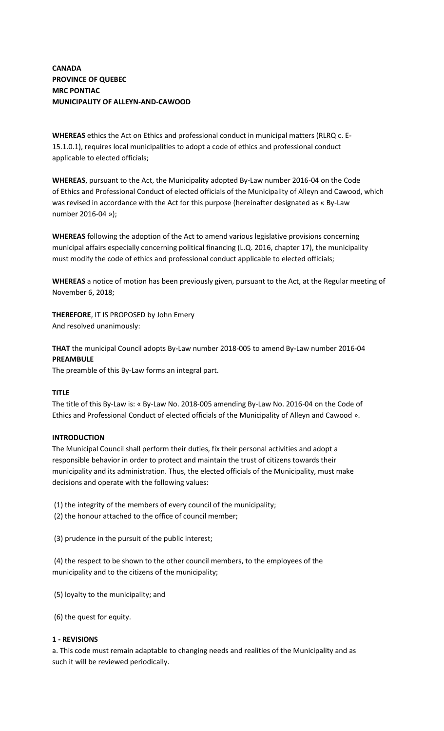**CANADA**
**PROVINCE OF QUEBEC**
**MRC PONTIAC**
**MUNICIPALITY OF ALLEYN-AND-CAWOOD**

**WHEREAS** ethics the Act on Ethics and professional conduct in municipal matters (RLRQ c. E-15.1.0.1), requires local municipalities to adopt a code of ethics and professional conduct applicable to elected officials;

**WHEREAS**, pursuant to the Act, the Municipality adopted By-Law number 2016-04 on the Code of Ethics and Professional Conduct of elected officials of the Municipality of Alleyn and Cawood, which was revised in accordance with the Act for this purpose (hereinafter designated as « By-Law number 2016-04 »);

**WHEREAS** following the adoption of the Act to amend various legislative provisions concerning municipal affairs especially concerning political financing (L.Q. 2016, chapter 17), the municipality must modify the code of ethics and professional conduct applicable to elected officials;

**WHEREAS** a notice of motion has been previously given, pursuant to the Act, at the Regular meeting of November 6, 2018;

**THEREFORE**, IT IS PROPOSED by John Emery
And resolved unanimously:

**THAT** the municipal Council adopts By-Law number 2018-005 to amend By-Law number 2016-04

**PREAMBULE**

The preamble of this By-Law forms an integral part.

**TITLE**

The title of this By-Law is: « By-Law No. 2018-005 amending By-Law No. 2016-04 on the Code of Ethics and Professional Conduct of elected officials of the Municipality of Alleyn and Cawood ».

**INTRODUCTION**

The Municipal Council shall perform their duties, fix their personal activities and adopt a responsible behavior in order to protect and maintain the trust of citizens towards their municipality and its administration. Thus, the elected officials of the Municipality, must make decisions and operate with the following values:

(1) the integrity of the members of every council of the municipality;

(2) the honour attached to the office of council member;

(3) prudence in the pursuit of the public interest;

(4) the respect to be shown to the other council members, to the employees of the municipality and to the citizens of the municipality;

(5) loyalty to the municipality; and

(6) the quest for equity.

**1 - REVISIONS**

a. This code must remain adaptable to changing needs and realities of the Municipality and as such it will be reviewed periodically.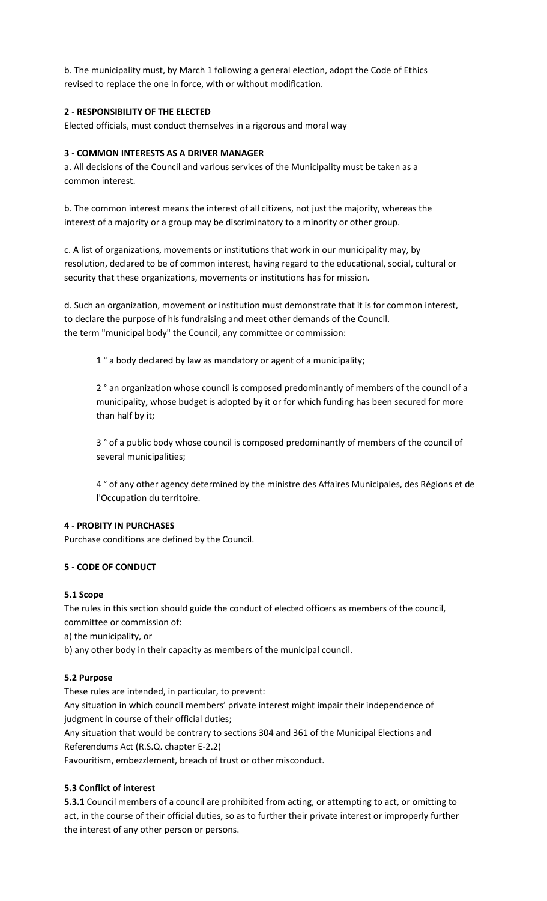b. The municipality must, by March 1 following a general election, adopt the Code of Ethics revised to replace the one in force, with or without modification.

**2 - RESPONSIBILITY OF THE ELECTED**

Elected officials, must conduct themselves in a rigorous and moral way

**3 - COMMON INTERESTS AS A DRIVER MANAGER**

a. All decisions of the Council and various services of the Municipality must be taken as a common interest.

b. The common interest means the interest of all citizens, not just the majority, whereas the interest of a majority or a group may be discriminatory to a minority or other group.

c. A list of organizations, movements or institutions that work in our municipality may, by resolution, declared to be of common interest, having regard to the educational, social, cultural or security that these organizations, movements or institutions has for mission.

d. Such an organization, movement or institution must demonstrate that it is for common interest, to declare the purpose of his fundraising and meet other demands of the Council.
the term "municipal body" the Council, any committee or commission:

> 1 ° a body declared by law as mandatory or agent of a municipality;
>
> 2 ° an organization whose council is composed predominantly of members of the council of a municipality, whose budget is adopted by it or for which funding has been secured for more than half by it;
>
> 3 ° of a public body whose council is composed predominantly of members of the council of several municipalities;
>
> 4 ° of any other agency determined by the ministre des Affaires Municipales, des Régions et de l'Occupation du territoire.

**4 - PROBITY IN PURCHASES**

Purchase conditions are defined by the Council.

**5 - CODE OF CONDUCT**

**5.1 Scope**

The rules in this section should guide the conduct of elected officers as members of the council, committee or commission of:
a) the municipality, or
b) any other body in their capacity as members of the municipal council.

**5.2 Purpose**

These rules are intended, in particular, to prevent:
Any situation in which council members' private interest might impair their independence of judgment in course of their official duties;
Any situation that would be contrary to sections 304 and 361 of the Municipal Elections and Referendums Act (R.S.Q. chapter E-2.2)
Favouritism, embezzlement, breach of trust or other misconduct.

**5.3 Conflict of interest**

**5.3.1** Council members of a council are prohibited from acting, or attempting to act, or omitting to act, in the course of their official duties, so as to further their private interest or improperly further the interest of any other person or persons.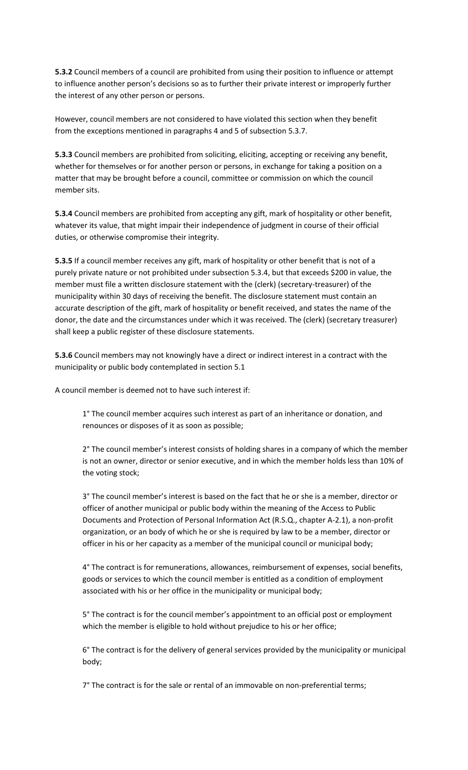**5.3.2** Council members of a council are prohibited from using their position to influence or attempt to influence another person's decisions so as to further their private interest or improperly further the interest of any other person or persons.

However, council members are not considered to have violated this section when they benefit from the exceptions mentioned in paragraphs 4 and 5 of subsection 5.3.7.

**5.3.3** Council members are prohibited from soliciting, eliciting, accepting or receiving any benefit, whether for themselves or for another person or persons, in exchange for taking a position on a matter that may be brought before a council, committee or commission on which the council member sits.

**5.3.4** Council members are prohibited from accepting any gift, mark of hospitality or other benefit, whatever its value, that might impair their independence of judgment in course of their official duties, or otherwise compromise their integrity.

**5.3.5** If a council member receives any gift, mark of hospitality or other benefit that is not of a purely private nature or not prohibited under subsection 5.3.4, but that exceeds $200 in value, the member must file a written disclosure statement with the (clerk) (secretary-treasurer) of the municipality within 30 days of receiving the benefit. The disclosure statement must contain an accurate description of the gift, mark of hospitality or benefit received, and states the name of the donor, the date and the circumstances under which it was received. The (clerk) (secretary treasurer) shall keep a public register of these disclosure statements.

**5.3.6** Council members may not knowingly have a direct or indirect interest in a contract with the municipality or public body contemplated in section 5.1

A council member is deemed not to have such interest if:

1° The council member acquires such interest as part of an inheritance or donation, and renounces or disposes of it as soon as possible;

2° The council member's interest consists of holding shares in a company of which the member is not an owner, director or senior executive, and in which the member holds less than 10% of the voting stock;

3° The council member's interest is based on the fact that he or she is a member, director or officer of another municipal or public body within the meaning of the Access to Public Documents and Protection of Personal Information Act (R.S.Q., chapter A-2.1), a non-profit organization, or an body of which he or she is required by law to be a member, director or officer in his or her capacity as a member of the municipal council or municipal body;

4° The contract is for remunerations, allowances, reimbursement of expenses, social benefits, goods or services to which the council member is entitled as a condition of employment associated with his or her office in the municipality or municipal body;

5° The contract is for the council member's appointment to an official post or employment which the member is eligible to hold without prejudice to his or her office;

6° The contract is for the delivery of general services provided by the municipality or municipal body;

7° The contract is for the sale or rental of an immovable on non-preferential terms;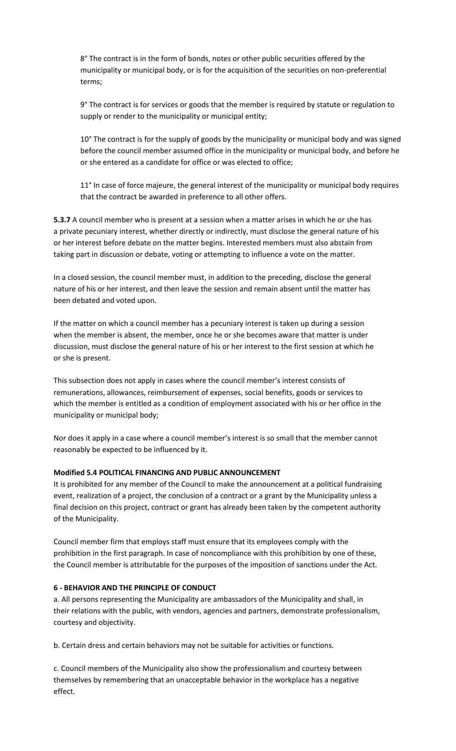8° The contract is in the form of bonds, notes or other public securities offered by the municipality or municipal body, or is for the acquisition of the securities on non-preferential terms;

9° The contract is for services or goods that the member is required by statute or regulation to supply or render to the municipality or municipal entity;

10° The contract is for the supply of goods by the municipality or municipal body and was signed before the council member assumed office in the municipality or municipal body, and before he or she entered as a candidate for office or was elected to office;

11° In case of force majeure, the general interest of the municipality or municipal body requires that the contract be awarded in preference to all other offers.

**5.3.7** A council member who is present at a session when a matter arises in which he or she has a private pecuniary interest, whether directly or indirectly, must disclose the general nature of his or her interest before debate on the matter begins. Interested members must also abstain from taking part in discussion or debate, voting or attempting to influence a vote on the matter.

In a closed session, the council member must, in addition to the preceding, disclose the general nature of his or her interest, and then leave the session and remain absent until the matter has been debated and voted upon.

If the matter on which a council member has a pecuniary interest is taken up during a session when the member is absent, the member, once he or she becomes aware that matter is under discussion, must disclose the general nature of his or her interest to the first session at which he or she is present.

This subsection does not apply in cases where the council member's interest consists of remunerations, allowances, reimbursement of expenses, social benefits, goods or services to which the member is entitled as a condition of employment associated with his or her office in the municipality or municipal body;

Nor does it apply in a case where a council member's interest is so small that the member cannot reasonably be expected to be influenced by it.

**Modified 5.4 POLITICAL FINANCING AND PUBLIC ANNOUNCEMENT**

It is prohibited for any member of the Council to make the announcement at a political fundraising event, realization of a project, the conclusion of a contract or a grant by the Municipality unless a final decision on this project, contract or grant has already been taken by the competent authority of the Municipality.

Council member firm that employs staff must ensure that its employees comply with the prohibition in the first paragraph. In case of noncompliance with this prohibition by one of these, the Council member is attributable for the purposes of the imposition of sanctions under the Act.

**6 - BEHAVIOR AND THE PRINCIPLE OF CONDUCT**

a. All persons representing the Municipality are ambassadors of the Municipality and shall, in their relations with the public, with vendors, agencies and partners, demonstrate professionalism, courtesy and objectivity.

b. Certain dress and certain behaviors may not be suitable for activities or functions.

c. Council members of the Municipality also show the professionalism and courtesy between themselves by remembering that an unacceptable behavior in the workplace has a negative effect.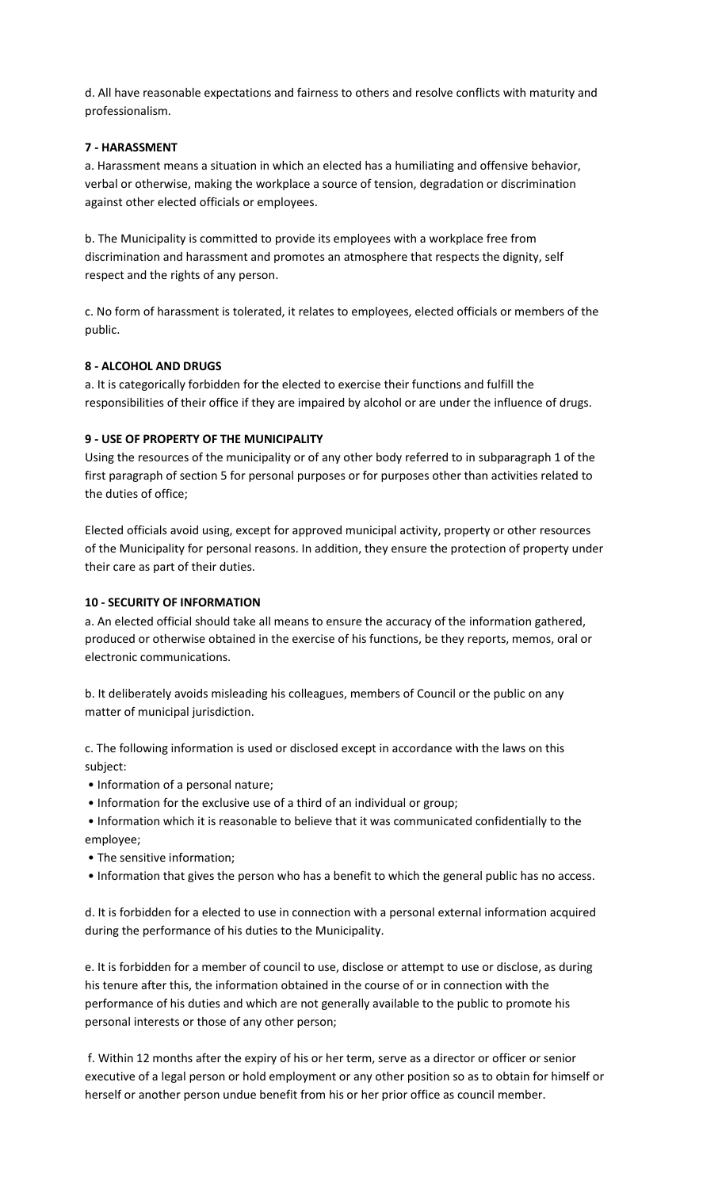d. All have reasonable expectations and fairness to others and resolve conflicts with maturity and professionalism.

**7 - HARASSMENT**

a. Harassment means a situation in which an elected has a humiliating and offensive behavior, verbal or otherwise, making the workplace a source of tension, degradation or discrimination against other elected officials or employees.

b. The Municipality is committed to provide its employees with a workplace free from discrimination and harassment and promotes an atmosphere that respects the dignity, self respect and the rights of any person.

c. No form of harassment is tolerated, it relates to employees, elected officials or members of the public.

**8 - ALCOHOL AND DRUGS**

a. It is categorically forbidden for the elected to exercise their functions and fulfill the responsibilities of their office if they are impaired by alcohol or are under the influence of drugs.

**9 - USE OF PROPERTY OF THE MUNICIPALITY**

Using the resources of the municipality or of any other body referred to in subparagraph 1 of the first paragraph of section 5 for personal purposes or for purposes other than activities related to the duties of office;

Elected officials avoid using, except for approved municipal activity, property or other resources of the Municipality for personal reasons. In addition, they ensure the protection of property under their care as part of their duties.

**10 - SECURITY OF INFORMATION**

a. An elected official should take all means to ensure the accuracy of the information gathered, produced or otherwise obtained in the exercise of his functions, be they reports, memos, oral or electronic communications.

b. It deliberately avoids misleading his colleagues, members of Council or the public on any matter of municipal jurisdiction.

c. The following information is used or disclosed except in accordance with the laws on this subject:

- Information of a personal nature;
- Information for the exclusive use of a third of an individual or group;
- Information which it is reasonable to believe that it was communicated confidentially to the employee;
- The sensitive information;
- Information that gives the person who has a benefit to which the general public has no access.

d. It is forbidden for a elected to use in connection with a personal external information acquired during the performance of his duties to the Municipality.

e. It is forbidden for a member of council to use, disclose or attempt to use or disclose, as during his tenure after this, the information obtained in the course of or in connection with the performance of his duties and which are not generally available to the public to promote his personal interests or those of any other person;

f. Within 12 months after the expiry of his or her term, serve as a director or officer or senior executive of a legal person or hold employment or any other position so as to obtain for himself or herself or another person undue benefit from his or her prior office as council member.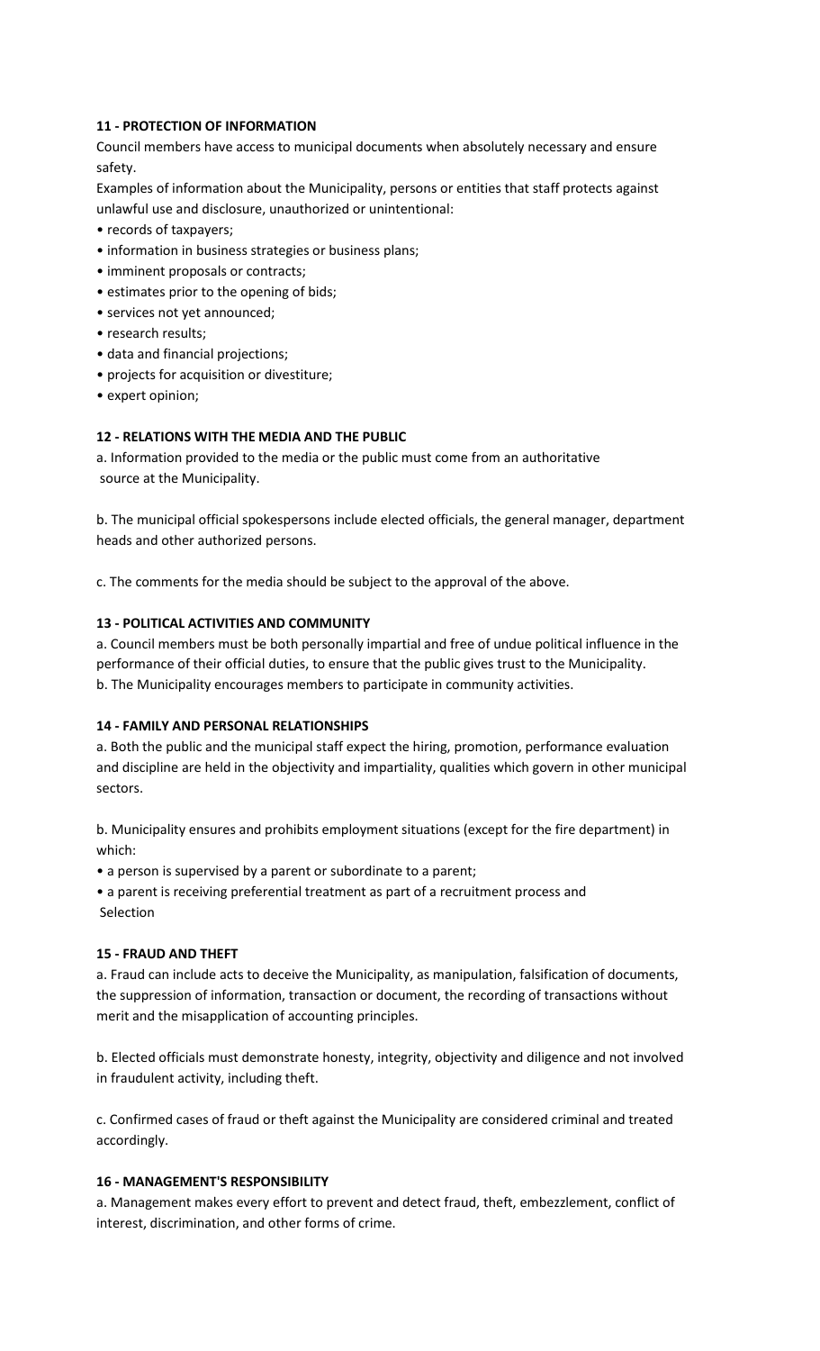**11 - PROTECTION OF INFORMATION**

Council members have access to municipal documents when absolutely necessary and ensure safety.

Examples of information about the Municipality, persons or entities that staff protects against unlawful use and disclosure, unauthorized or unintentional:

- records of taxpayers;
- information in business strategies or business plans;
- imminent proposals or contracts;
- estimates prior to the opening of bids;
- services not yet announced;
- research results;
- data and financial projections;
- projects for acquisition or divestiture;
- expert opinion;

**12 - RELATIONS WITH THE MEDIA AND THE PUBLIC**

a. Information provided to the media or the public must come from an authoritative source at the Municipality.

b. The municipal official spokespersons include elected officials, the general manager, department heads and other authorized persons.

c. The comments for the media should be subject to the approval of the above.

**13 - POLITICAL ACTIVITIES AND COMMUNITY**

a. Council members must be both personally impartial and free of undue political influence in the performance of their official duties, to ensure that the public gives trust to the Municipality.

b. The Municipality encourages members to participate in community activities.

**14 - FAMILY AND PERSONAL RELATIONSHIPS**

a. Both the public and the municipal staff expect the hiring, promotion, performance evaluation and discipline are held in the objectivity and impartiality, qualities which govern in other municipal sectors.

b. Municipality ensures and prohibits employment situations (except for the fire department) in which:

- a person is supervised by a parent or subordinate to a parent;
- a parent is receiving preferential treatment as part of a recruitment process and Selection

**15 - FRAUD AND THEFT**

a. Fraud can include acts to deceive the Municipality, as manipulation, falsification of documents, the suppression of information, transaction or document, the recording of transactions without merit and the misapplication of accounting principles.

b. Elected officials must demonstrate honesty, integrity, objectivity and diligence and not involved in fraudulent activity, including theft.

c. Confirmed cases of fraud or theft against the Municipality are considered criminal and treated accordingly.

**16 - MANAGEMENT'S RESPONSIBILITY**

a. Management makes every effort to prevent and detect fraud, theft, embezzlement, conflict of interest, discrimination, and other forms of crime.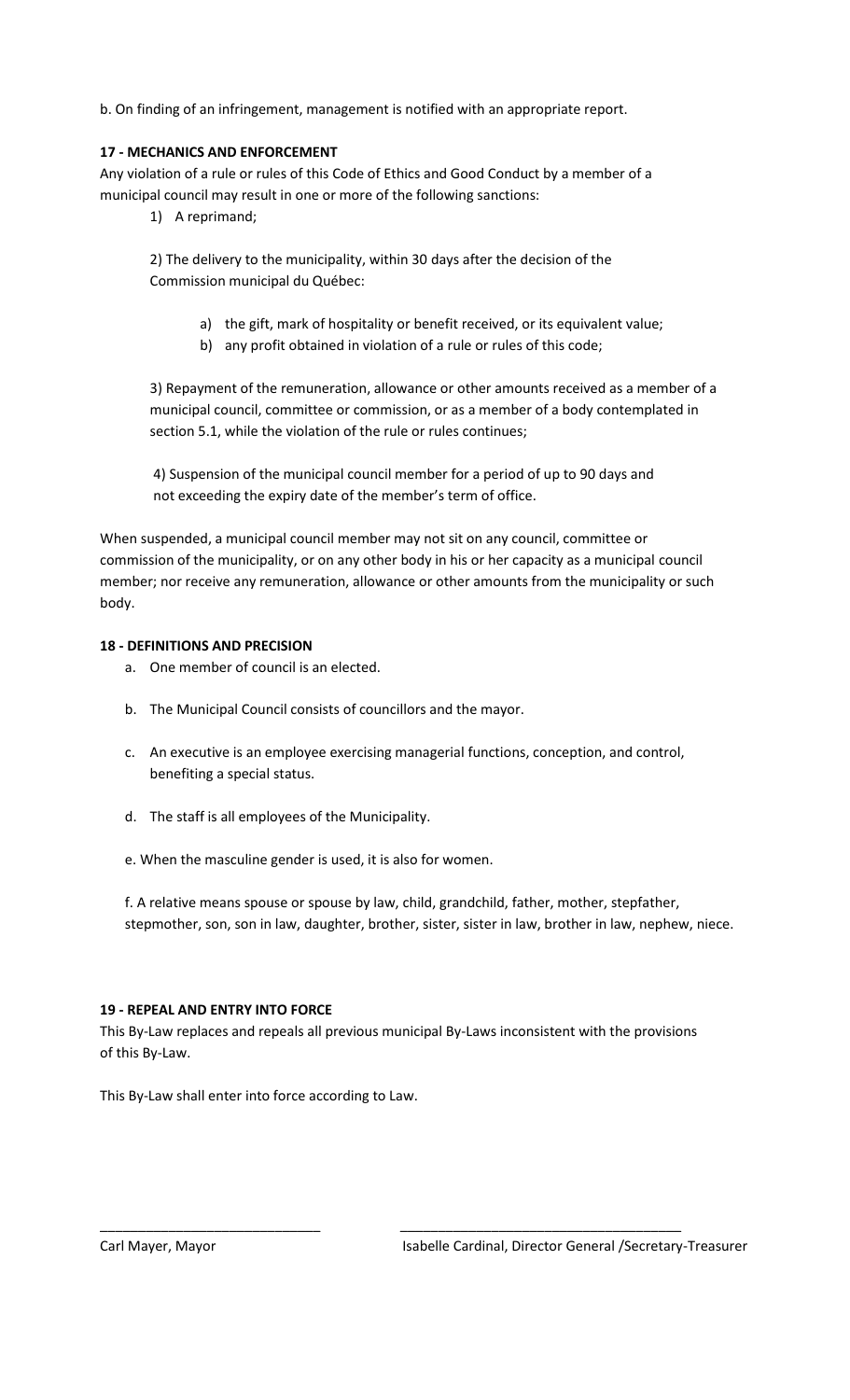b. On finding of an infringement, management is notified with an appropriate report.

**17 - MECHANICS AND ENFORCEMENT**

Any violation of a rule or rules of this Code of Ethics and Good Conduct by a member of a municipal council may result in one or more of the following sanctions:

1) A reprimand;

2) The delivery to the municipality, within 30 days after the decision of the Commission municipal du Québec:

   a) the gift, mark of hospitality or benefit received, or its equivalent value;
   b) any profit obtained in violation of a rule or rules of this code;

3) Repayment of the remuneration, allowance or other amounts received as a member of a municipal council, committee or commission, or as a member of a body contemplated in section 5.1, while the violation of the rule or rules continues;

4) Suspension of the municipal council member for a period of up to 90 days and not exceeding the expiry date of the member's term of office.

When suspended, a municipal council member may not sit on any council, committee or commission of the municipality, or on any other body in his or her capacity as a municipal council member; nor receive any remuneration, allowance or other amounts from the municipality or such body.

**18 - DEFINITIONS AND PRECISION**

a. One member of council is an elected.

b. The Municipal Council consists of councillors and the mayor.

c. An executive is an employee exercising managerial functions, conception, and control, benefiting a special status.

d. The staff is all employees of the Municipality.

e. When the masculine gender is used, it is also for women.

f. A relative means spouse or spouse by law, child, grandchild, father, mother, stepfather, stepmother, son, son in law, daughter, brother, sister, sister in law, brother in law, nephew, niece.

**19 - REPEAL AND ENTRY INTO FORCE**

This By-Law replaces and repeals all previous municipal By-Laws inconsistent with the provisions of this By-Law.

This By-Law shall enter into force according to Law.

\_\_\_\_\_\_\_\_\_\_\_\_\_\_\_\_\_\_\_\_\_\_\_\_\_\_\_\_\_\_ \_\_\_\_\_\_\_\_\_\_\_\_\_\_\_\_\_\_\_\_\_\_\_\_\_\_\_\_\_\_\_\_\_\_\_\_\_\_

Carl Mayer, Mayor Isabelle Cardinal, Director General /Secretary-Treasurer